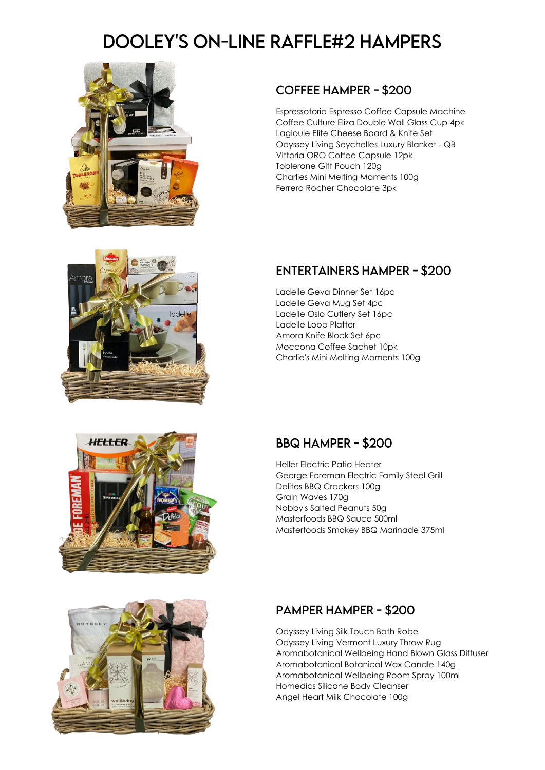# DOOLEY'S ON-LINE RAFFLE#2 HAMPERS

## COFFEE HAMPER - $200

Espressotoria Espresso Coffee Capsule Machine
Coffee Culture Eliza Double Wall Glass Cup 4pk
Lagioule Elite Cheese Board & Knife Set
Odyssey Living Seychelles Luxury Blanket - QB
Vittoria ORO Coffee Capsule 12pk
Toblerone Gift Pouch 120g
Charlies Mini Melting Moments 100g
Ferrero Rocher Chocolate 3pk

## ENTERTAINERS HAMPER - $200

Ladelle Geva Dinner Set 16pc
Ladelle Geva Mug Set 4pc
Ladelle Oslo Cutlery Set 16pc
Ladelle Loop Platter
Amora Knife Block Set 6pc
Moccona Coffee Sachet 10pk
Charlie's Mini Melting Moments 100g

## BBQ HAMPER - $200

Heller Electric Patio Heater
George Foreman Electric Family Steel Grill
Delites BBQ Crackers 100g
Grain Waves 170g
Nobby's Salted Peanuts 50g
Masterfoods BBQ Sauce 500ml
Masterfoods Smokey BBQ Marinade 375ml

## PAMPER HAMPER - $200

Odyssey Living Silk Touch Bath Robe
Odyssey Living Vermont Luxury Throw Rug
Aromabotanical Wellbeing Hand Blown Glass Diffuser
Aromabotanical Botanical Wax Candle 140g
Aromabotanical Wellbeing Room Spray 100ml
Homedics Silicone Body Cleanser
Angel Heart Milk Chocolate 100g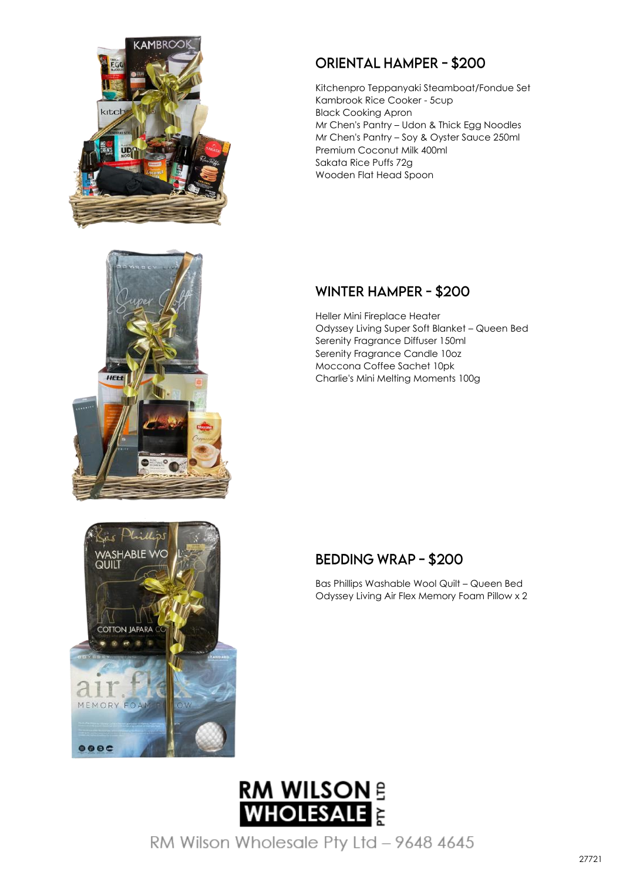## ORIENTAL HAMPER – $200

Kitchenpro Teppanyaki Steamboat/Fondue Set
Kambrook Rice Cooker - 5cup
Black Cooking Apron
Mr Chen's Pantry – Udon & Thick Egg Noodles
Mr Chen's Pantry – Soy & Oyster Sauce 250ml
Premium Coconut Milk 400ml
Sakata Rice Puffs 72g
Wooden Flat Head Spoon

## WINTER HAMPER - $200

Heller Mini Fireplace Heater
Odyssey Living Super Soft Blanket – Queen Bed
Serenity Fragrance Diffuser 150ml
Serenity Fragrance Candle 10oz
Moccona Coffee Sachet 10pk
Charlie's Mini Melting Moments 100g

## BEDDING WRAP - $200

Bas Phillips Washable Wool Quilt – Queen Bed
Odyssey Living Air Flex Memory Foam Pillow x 2

**RM WILSON WHOLESALE PTY LTD**

RM Wilson Wholesale Pty Ltd – 9648 4645

27721